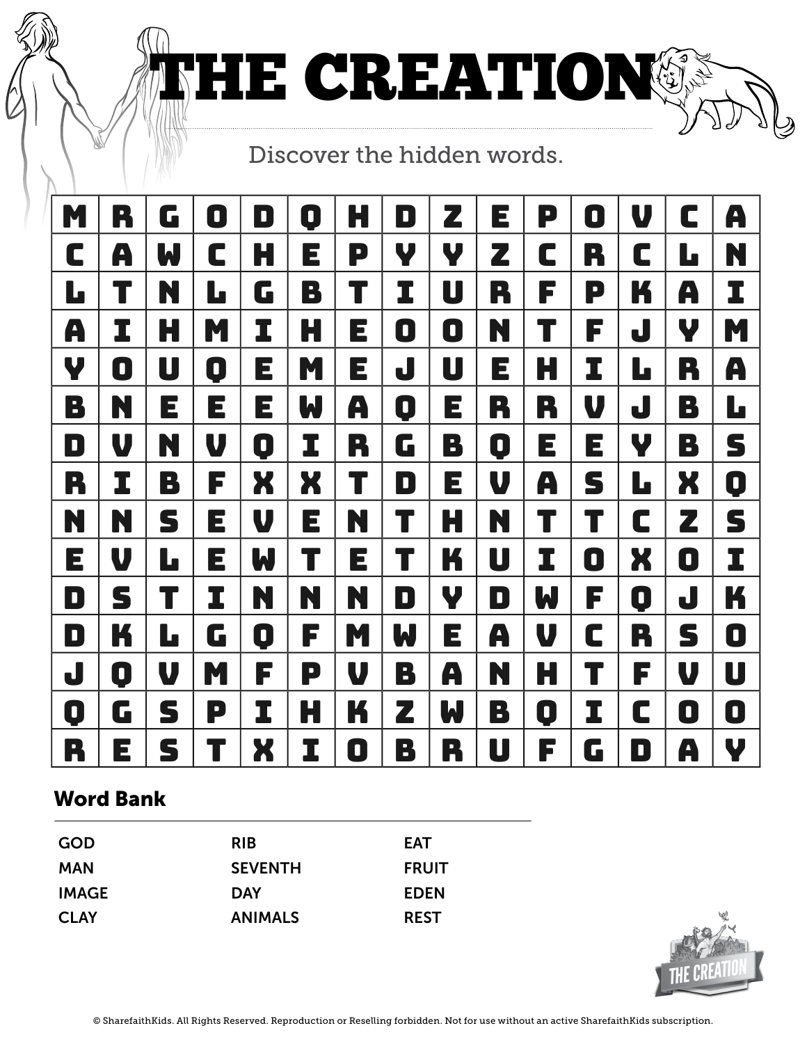# THE CREATION

Discover the hidden words.

| | | | | | | | | | | | | | | |
|---|---|---|---|---|---|---|---|---|---|---|---|---|---|---|
| M | R | G | O | D | Q | H | D | Z | E | P | O | V | C | A |
| C | A | W | C | H | E | P | Y | Y | Z | C | R | C | L | N |
| L | T | N | L | G | B | T | I | U | R | F | P | K | A | I |
| A | I | H | M | I | H | E | O | O | N | T | F | J | Y | M |
| Y | O | U | Q | E | M | E | J | U | E | H | I | L | R | A |
| B | N | E | E | E | W | A | Q | E | R | R | V | J | B | L |
| D | V | N | V | Q | I | R | G | B | Q | E | E | Y | B | S |
| R | I | B | F | X | X | T | D | E | V | A | S | L | X | Q |
| N | N | S | E | V | E | N | T | H | N | T | T | C | Z | S |
| E | V | L | E | W | T | E | T | K | U | I | O | X | O | I |
| D | S | T | I | N | N | N | D | Y | D | W | F | Q | J | K |
| D | K | L | G | Q | F | M | W | E | A | V | C | R | S | O |
| J | Q | V | M | F | P | V | B | A | N | H | T | F | V | U |
| Q | G | S | P | I | H | K | Z | W | B | Q | I | C | O | O |
| R | E | S | T | X | I | O | B | R | U | F | G | D | A | Y |

## Word Bank

| | | |
|---|---|---|
| GOD | RIB | EAT |
| MAN | SEVENTH | FRUIT |
| IMAGE | DAY | EDEN |
| CLAY | ANIMALS | REST |

© SharefaithKids. All Rights Reserved. Reproduction or Reselling forbidden. Not for use without an active SharefaithKids subscription.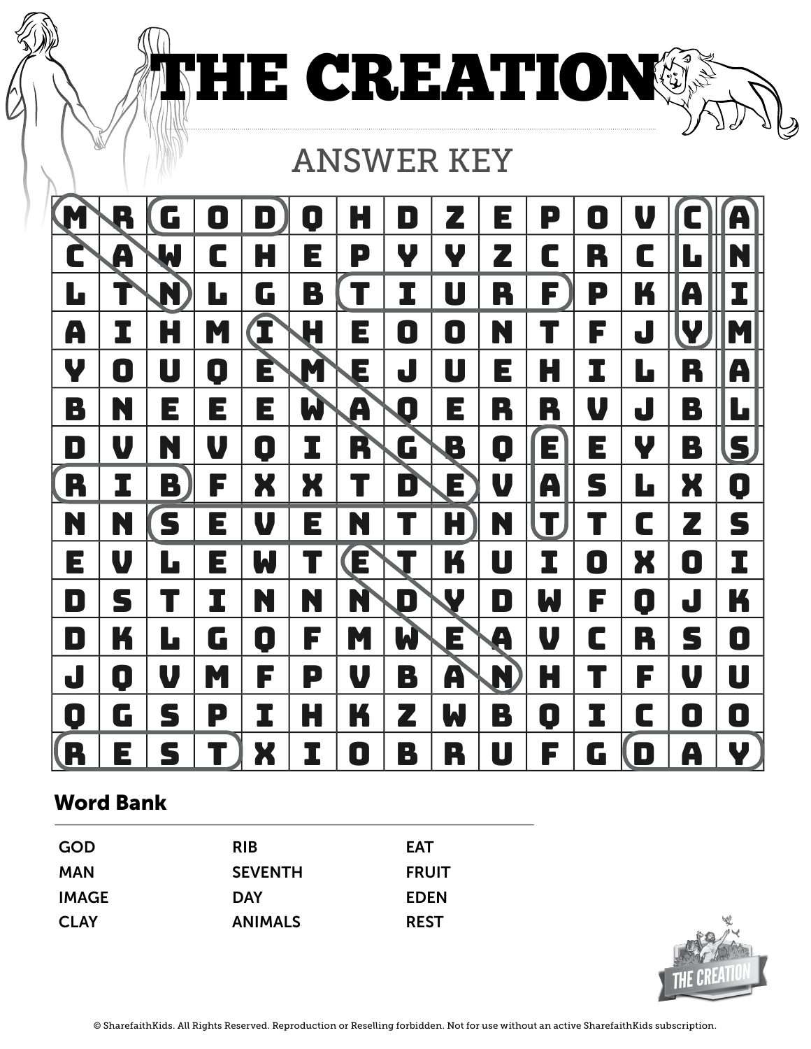# THE CREATION

## ANSWER KEY

| | | | | | | | | | | | | | | |
|---|---|---|---|---|---|---|---|---|---|---|---|---|---|---|
| M | R | G | O | D | Q | H | D | Z | E | P | O | V | C | A |
| C | A | W | C | H | E | P | Y | Y | Z | C | R | C | L | N |
| L | T | N | L | G | B | T | I | U | R | F | P | K | A | I |
| A | I | H | M | I | H | E | O | O | N | T | F | J | Y | M |
| Y | O | U | Q | E | M | E | J | U | E | H | I | L | R | A |
| B | N | E | E | E | W | A | Q | E | R | R | V | J | B | L |
| D | V | N | V | Q | I | R | G | B | Q | E | E | Y | B | S |
| R | I | B | F | X | X | T | D | E | V | A | S | L | X | Q |
| N | N | S | E | V | E | N | T | H | N | T | T | C | Z | S |
| E | V | L | E | W | T | E | T | K | U | I | O | X | O | I |
| D | S | T | I | N | N | N | D | Y | D | W | F | Q | J | K |
| D | K | L | G | Q | F | M | W | E | A | V | C | R | S | O |
| J | Q | V | M | F | P | V | B | A | N | H | T | F | V | U |
| Q | G | S | P | I | H | K | Z | W | B | Q | I | C | O | O |
| R | E | S | T | X | I | O | B | R | U | F | G | D | A | Y |

### Word Bank

| | | |
|---|---|---|
| GOD | RIB | EAT |
| MAN | SEVENTH | FRUIT |
| IMAGE | DAY | EDEN |
| CLAY | ANIMALS | REST |

THE CREATION

© SharefaithKids. All Rights Reserved. Reproduction or Reselling forbidden. Not for use without an active SharefaithKids subscription.